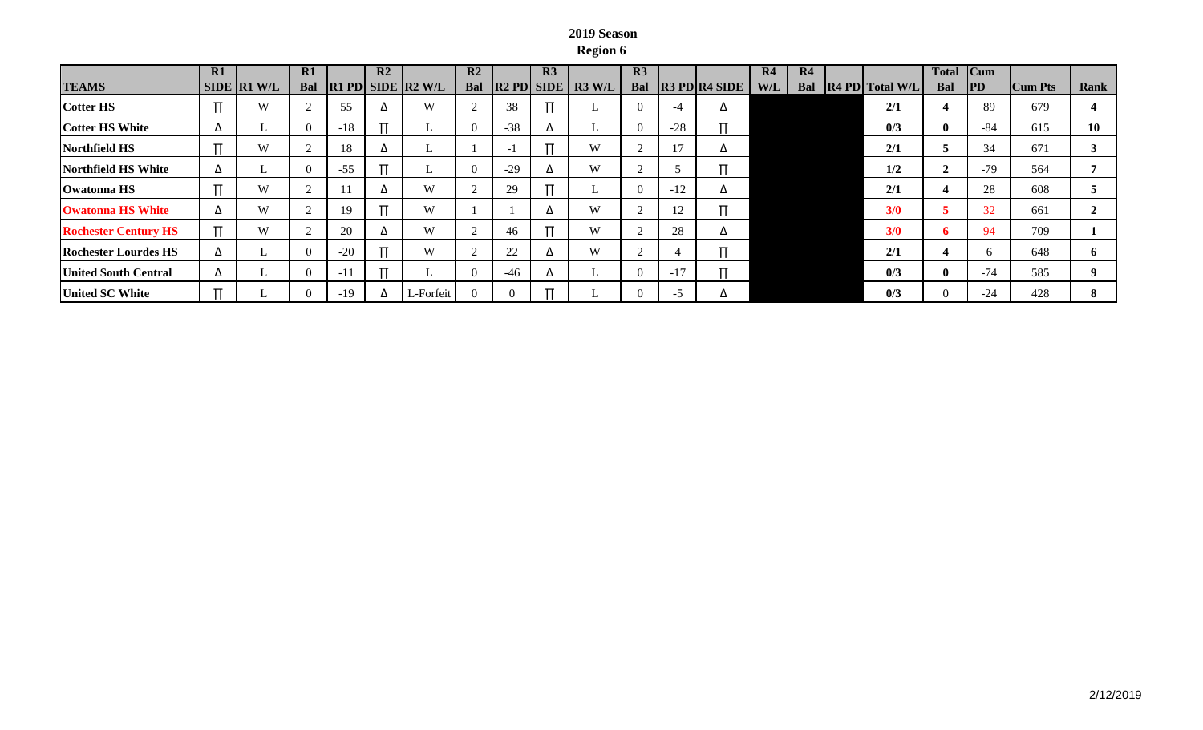**2019 Season**

**Region 6**

| TEAMS | R1 SIDE | R1 W/L | R1 Bal | R1 PD | R2 SIDE | R2 W/L | R2 Bal | R2 PD | R3 SIDE | R3 W/L | R3 Bal | R3 PD | R4 SIDE | R4 W/L | R4 Bal | R4 PD | Total W/L | Total Bal | Cum PD | Cum Pts | Rank |
|---|---|---|---|---|---|---|---|---|---|---|---|---|---|---|---|---|---|---|---|---|---|
| **Cotter HS** | ∏ | W | 2 | 55 | Δ | W | 2 | 38 | ∏ | L | 0 | -4 | Δ | | | | **2/1** | **4** | 89 | 679 | **4** |
| **Cotter HS White** | Δ | L | 0 | -18 | ∏ | L | 0 | -38 | Δ | L | 0 | -28 | ∏ | | | | **0/3** | **0** | -84 | 615 | **10** |
| **Northfield HS** | ∏ | W | 2 | 18 | Δ | L | 1 | -1 | ∏ | W | 2 | 17 | Δ | | | | **2/1** | **5** | 34 | 671 | **3** |
| **Northfield HS White** | Δ | L | 0 | -55 | ∏ | L | 0 | -29 | Δ | W | 2 | 5 | ∏ | | | | **1/2** | **2** | -79 | 564 | **7** |
| **Owatonna HS** | ∏ | W | 2 | 11 | Δ | W | 2 | 29 | ∏ | L | 0 | -12 | Δ | | | | **2/1** | **4** | 28 | 608 | **5** |
| **Owatonna HS White** | Δ | W | 2 | 19 | ∏ | W | 1 | 1 | Δ | W | 2 | 12 | ∏ | | | | **3/0** | **5** | 32 | 661 | **2** |
| **Rochester Century HS** | ∏ | W | 2 | 20 | Δ | W | 2 | 46 | ∏ | W | 2 | 28 | Δ | | | | **3/0** | **6** | 94 | 709 | **1** |
| **Rochester Lourdes HS** | Δ | L | 0 | -20 | ∏ | W | 2 | 22 | Δ | W | 2 | 4 | ∏ | | | | **2/1** | **4** | 6 | 648 | **6** |
| **United South Central** | Δ | L | 0 | -11 | ∏ | L | 0 | -46 | Δ | L | 0 | -17 | ∏ | | | | **0/3** | **0** | -74 | 585 | **9** |
| **United SC White** | ∏ | L | 0 | -19 | Δ | L-Forfeit | 0 | 0 | ∏ | L | 0 | -5 | Δ | | | | **0/3** | 0 | -24 | 428 | **8** |

2/12/2019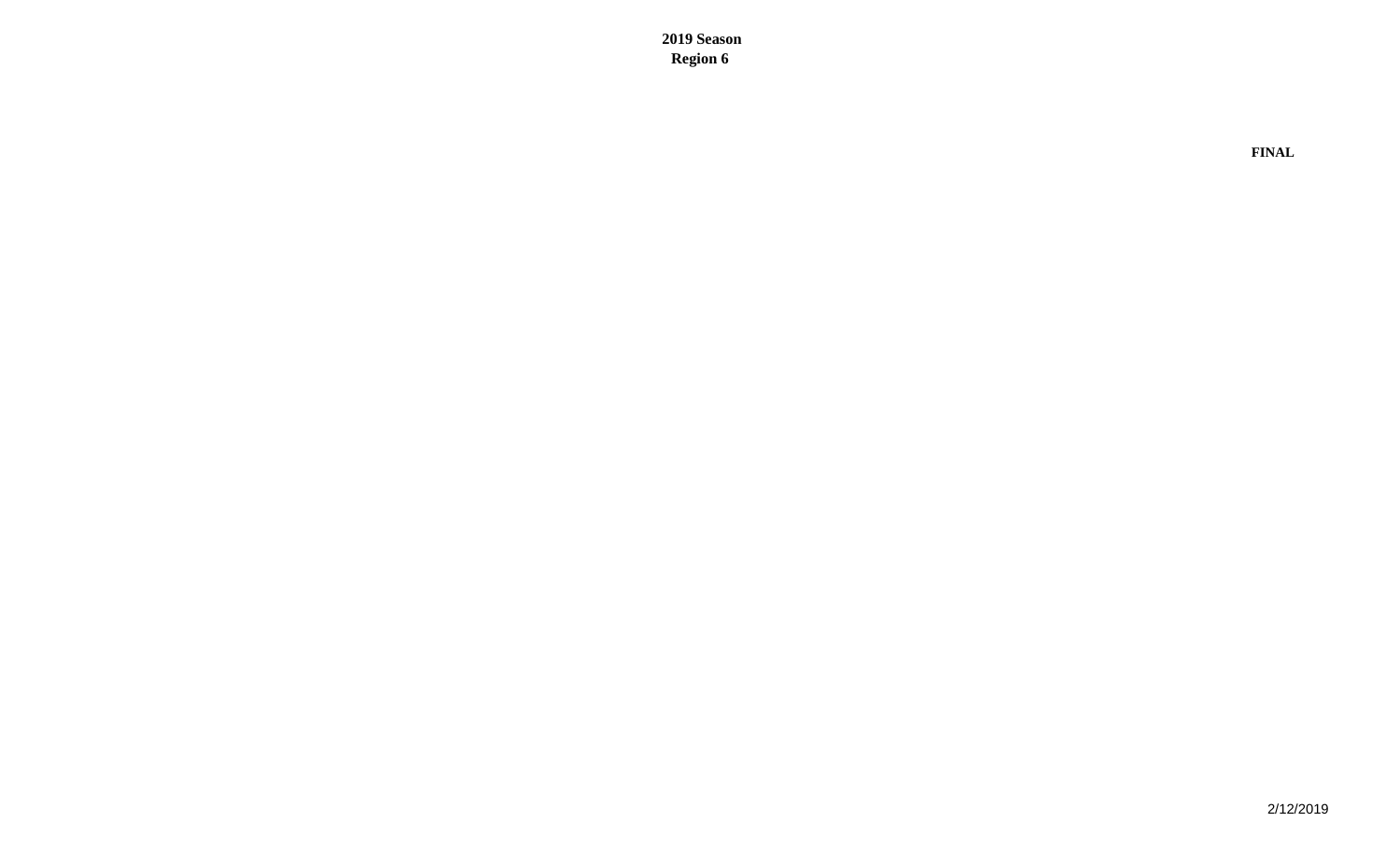**2019 Season**
**Region 6**

**FINAL**

2/12/2019